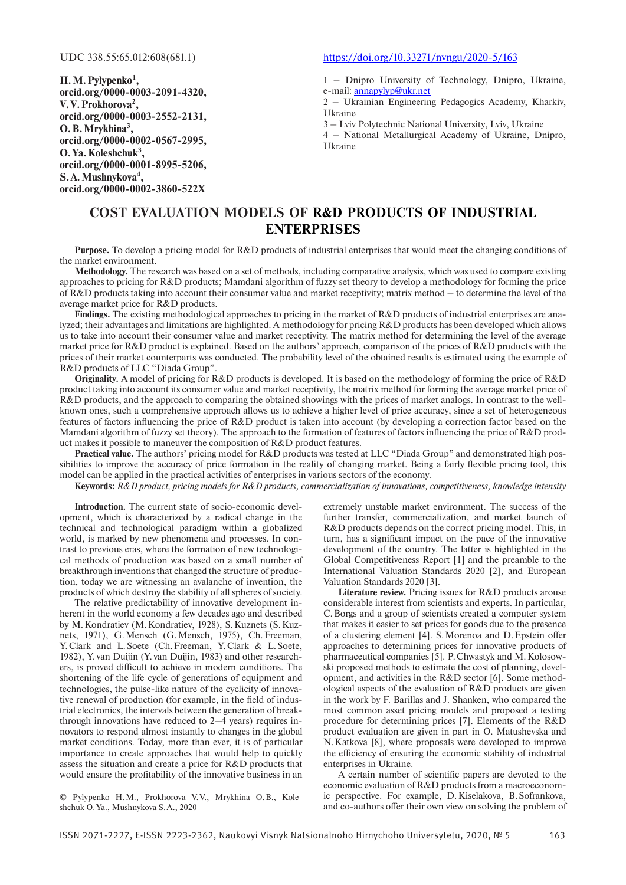UDC 338.55:65.012:608(681.1)

https://doi.org/10.33271/nvngu/2020-5/163

**H. M. Pylypenko[1], orcid.org/0000-0003-2091-4320, V. V. Prokhorova[2], orcid.org/0000-0003-2552-2131, O. B. Mrykhina[3], orcid.org/0000-0002-0567-2995, O. Ya. Koleshchuk[3], orcid.org/0000-0001-8995-5206, S. A. Mushnykova[4], orcid.org/0000-0002-3860-522X**

1 – Dnipro University of Technology, Dnipro, Ukraine, e-mail: annapylyp@ukr.net

2 – Ukrainian Engineering Pedagogics Academy, Kharkiv, Ukraine

3 – Lviv Polytechnic National University, Lviv, Ukraine

4 – National Metallurgical Academy of Ukraine, Dnipro, Ukraine

# COST EVALUATION MODELS OF R&D PRODUCTS OF INDUSTRIAL ENTERPRISES

**Purpose.** To develop a pricing model for R&D products of industrial enterprises that would meet the changing conditions of the market environment.

**Methodology.** The research was based on a set of methods, including comparative analysis, which was used to compare existing approaches to pricing for R&D products; Mamdani algorithm of fuzzy set theory to develop a methodology for forming the price of R&D products taking into account their consumer value and market receptivity; matrix method – to determine the level of the average market price for R&D products.

**Findings.** The existing methodological approaches to pricing in the market of R&D products of industrial enterprises are analyzed; their advantages and limitations are highlighted. A methodology for pricing R&D products has been developed which allows us to take into account their consumer value and market receptivity. The matrix method for determining the level of the average market price for R&D product is explained. Based on the authors' approach, comparison of the prices of R&D products with the prices of their market counterparts was conducted. The probability level of the obtained results is estimated using the example of R&D products of LLC "Diada Group".

**Originality.** A model of pricing for R&D products is developed. It is based on the methodology of forming the price of R&D product taking into account its consumer value and market receptivity, the matrix method for forming the average market price of R&D products, and the approach to comparing the obtained showings with the prices of market analogs. In contrast to the well-known ones, such a comprehensive approach allows us to achieve a higher level of price accuracy, since a set of heterogeneous features of factors influencing the price of R&D product is taken into account (by developing a correction factor based on the Mamdani algorithm of fuzzy set theory). The approach to the formation of features of factors influencing the price of R&D product makes it possible to maneuver the composition of R&D product features.

**Practical value.** The authors' pricing model for R&D products was tested at LLC "Diada Group" and demonstrated high possibilities to improve the accuracy of price formation in the reality of changing market. Being a fairly flexible pricing tool, this model can be applied in the practical activities of enterprises in various sectors of the economy.

**Keywords:** *R&D product, pricing models for R&D products, commercialization of innovations, competitiveness, knowledge intensity*

**Introduction.** The current state of socio-economic development, which is characterized by a radical change in the technical and technological paradigm within a globalized world, is marked by new phenomena and processes. In contrast to previous eras, where the formation of new technological methods of production was based on a small number of breakthrough inventions that changed the structure of production, today we are witnessing an avalanche of invention, the products of which destroy the stability of all spheres of society.

The relative predictability of innovative development inherent in the world economy a few decades ago and described by M. Kondratiev (M. Kondratiev, 1928), S. Kuznets (S. Kuznets, 1971), G. Mensch (G. Mensch, 1975), Ch. Freeman, Y. Clark and L. Soete (Ch. Freeman, Y. Clark & L. Soete, 1982), Y. van Duijin (Y. van Duijin, 1983) and other researchers, is proved difficult to achieve in modern conditions. The shortening of the life cycle of generations of equipment and technologies, the pulse-like nature of the cyclicity of innovative renewal of production (for example, in the field of industrial electronics, the intervals between the generation of breakthrough innovations have reduced to 2–4 years) requires innovators to respond almost instantly to changes in the global market conditions. Today, more than ever, it is of particular importance to create approaches that would help to quickly assess the situation and create a price for R&D products that would ensure the profitability of the innovative business in an extremely unstable market environment. The success of the further transfer, commercialization, and market launch of R&D products depends on the correct pricing model. This, in turn, has a significant impact on the pace of the innovative development of the country. The latter is highlighted in the Global Competitiveness Report [1] and the preamble to the International Valuation Standards 2020 [2], and European Valuation Standards 2020 [3].

**Literature review.** Pricing issues for R&D products arouse considerable interest from scientists and experts. In particular, C. Borgs and a group of scientists created a computer system that makes it easier to set prices for goods due to the presence of a clustering element [4]. S. Morenoa and D. Epstein offer approaches to determining prices for innovative products of pharmaceutical companies [5]. P. Chwastyk and M. Kolosowski proposed methods to estimate the cost of planning, development, and activities in the R&D sector [6]. Some methodological aspects of the evaluation of R&D products are given in the work by F. Barillas and J. Shanken, who compared the most common asset pricing models and proposed a testing procedure for determining prices [7]. Elements of the R&D product evaluation are given in part in O. Matushevska and N. Katkova [8], where proposals were developed to improve the efficiency of ensuring the economic stability of industrial enterprises in Ukraine.

A certain number of scientific papers are devoted to the economic evaluation of R&D products from a macroeconomic perspective. For example, D. Kiselakova, B. Sofrankova, and co-authors offer their own view on solving the problem of

© Pylypenko H. M., Prokhorova V. V., Mrykhina O. B., Koleshchuk O. Ya., Mushnykova S. A., 2020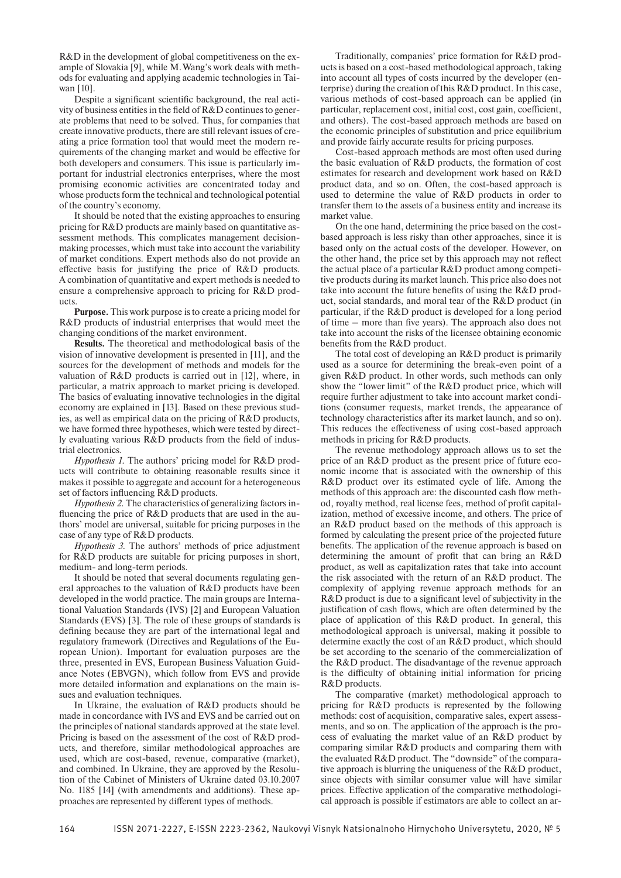R&D in the development of global competitiveness on the example of Slovakia [9], while M. Wang's work deals with methods for evaluating and applying academic technologies in Taiwan [10].

Despite a significant scientific background, the real activity of business entities in the field of R&D continues to generate problems that need to be solved. Thus, for companies that create innovative products, there are still relevant issues of creating a price formation tool that would meet the modern requirements of the changing market and would be effective for both developers and consumers. This issue is particularly important for industrial electronics enterprises, where the most promising economic activities are concentrated today and whose products form the technical and technological potential of the country's economy.

It should be noted that the existing approaches to ensuring pricing for R&D products are mainly based on quantitative assessment methods. This complicates management decision-making processes, which must take into account the variability of market conditions. Expert methods also do not provide an effective basis for justifying the price of R&D products. A combination of quantitative and expert methods is needed to ensure a comprehensive approach to pricing for R&D products.

**Purpose.** This work purpose is to create a pricing model for R&D products of industrial enterprises that would meet the changing conditions of the market environment.

**Results.** The theoretical and methodological basis of the vision of innovative development is presented in [11], and the sources for the development of methods and models for the valuation of R&D products is carried out in [12], where, in particular, a matrix approach to market pricing is developed. The basics of evaluating innovative technologies in the digital economy are explained in [13]. Based on these previous studies, as well as empirical data on the pricing of R&D products, we have formed three hypotheses, which were tested by directly evaluating various R&D products from the field of industrial electronics.

*Hypothesis 1.* The authors' pricing model for R&D products will contribute to obtaining reasonable results since it makes it possible to aggregate and account for a heterogeneous set of factors influencing R&D products.

*Hypothesis 2.* The characteristics of generalizing factors influencing the price of R&D products that are used in the authors' model are universal, suitable for pricing purposes in the case of any type of R&D products.

*Hypothesis 3.* The authors' methods of price adjustment for R&D products are suitable for pricing purposes in short, medium- and long-term periods.

It should be noted that several documents regulating general approaches to the valuation of R&D products have been developed in the world practice. The main groups are International Valuation Standards (IVS) [2] and European Valuation Standards (EVS) [3]. The role of these groups of standards is defining because they are part of the international legal and regulatory framework (Directives and Regulations of the European Union). Important for evaluation purposes are the three, presented in EVS, European Business Valuation Guidance Notes (EBVGN), which follow from EVS and provide more detailed information and explanations on the main issues and evaluation techniques.

In Ukraine, the evaluation of R&D products should be made in concordance with IVS and EVS and be carried out on the principles of national standards approved at the state level. Pricing is based on the assessment of the cost of R&D products, and therefore, similar methodological approaches are used, which are cost-based, revenue, comparative (market), and combined. In Ukraine, they are approved by the Resolution of the Cabinet of Ministers of Ukraine dated 03.10.2007 No. 1185 [14] (with amendments and additions). These approaches are represented by different types of methods.

Traditionally, companies' price formation for R&D products is based on a cost-based methodological approach, taking into account all types of costs incurred by the developer (enterprise) during the creation of this R&D product. In this case, various methods of cost-based approach can be applied (in particular, replacement cost, initial cost, cost gain, coefficient, and others). The cost-based approach methods are based on the economic principles of substitution and price equilibrium and provide fairly accurate results for pricing purposes.

Cost-based approach methods are most often used during the basic evaluation of R&D products, the formation of cost estimates for research and development work based on R&D product data, and so on. Often, the cost-based approach is used to determine the value of R&D products in order to transfer them to the assets of a business entity and increase its market value.

On the one hand, determining the price based on the cost-based approach is less risky than other approaches, since it is based only on the actual costs of the developer. However, on the other hand, the price set by this approach may not reflect the actual place of a particular R&D product among competitive products during its market launch. This price also does not take into account the future benefits of using the R&D product, social standards, and moral tear of the R&D product (in particular, if the R&D product is developed for a long period of time – more than five years). The approach also does not take into account the risks of the licensee obtaining economic benefits from the R&D product.

The total cost of developing an R&D product is primarily used as a source for determining the break-even point of a given R&D product. In other words, such methods can only show the "lower limit" of the R&D product price, which will require further adjustment to take into account market conditions (consumer requests, market trends, the appearance of technology characteristics after its market launch, and so on). This reduces the effectiveness of using cost-based approach methods in pricing for R&D products.

The revenue methodology approach allows us to set the price of an R&D product as the present price of future economic income that is associated with the ownership of this R&D product over its estimated cycle of life. Among the methods of this approach are: the discounted cash flow method, royalty method, real license fees, method of profit capitalization, method of excessive income, and others. The price of an R&D product based on the methods of this approach is formed by calculating the present price of the projected future benefits. The application of the revenue approach is based on determining the amount of profit that can bring an R&D product, as well as capitalization rates that take into account the risk associated with the return of an R&D product. The complexity of applying revenue approach methods for an R&D product is due to a significant level of subjectivity in the justification of cash flows, which are often determined by the place of application of this R&D product. In general, this methodological approach is universal, making it possible to determine exactly the cost of an R&D product, which should be set according to the scenario of the commercialization of the R&D product. The disadvantage of the revenue approach is the difficulty of obtaining initial information for pricing R&D products.

The comparative (market) methodological approach to pricing for R&D products is represented by the following methods: cost of acquisition, comparative sales, expert assessments, and so on. The application of the approach is the process of evaluating the market value of an R&D product by comparing similar R&D products and comparing them with the evaluated R&D product. The "downside" of the comparative approach is blurring the uniqueness of the R&D product, since objects with similar consumer value will have similar prices. Effective application of the comparative methodological approach is possible if estimators are able to collect an ar-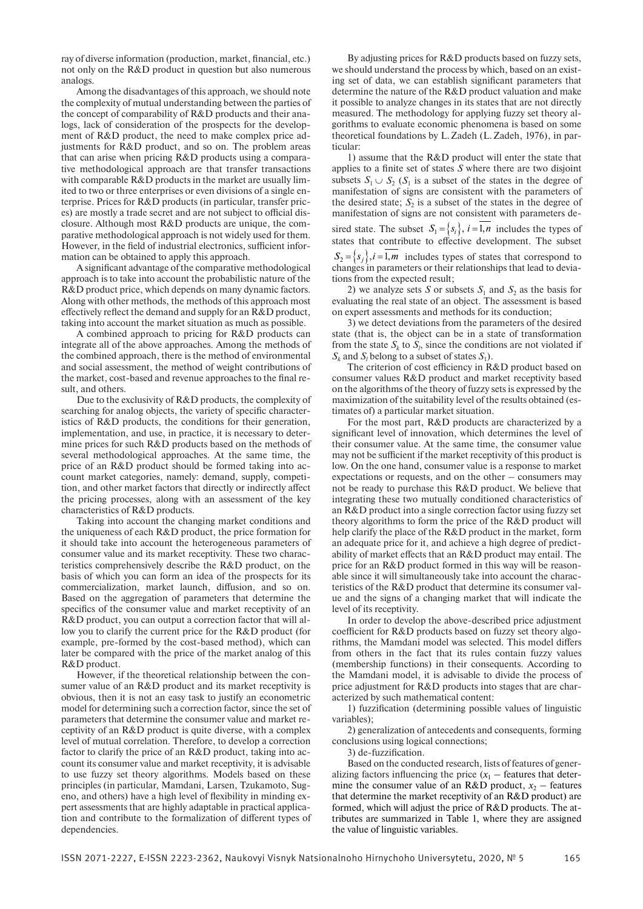ray of diverse information (production, market, financial, etc.) not only on the R&D product in question but also numerous analogs.

Among the disadvantages of this approach, we should note the complexity of mutual understanding between the parties of the concept of comparability of R&D products and their analogs, lack of consideration of the prospects for the development of R&D product, the need to make complex price adjustments for R&D product, and so on. The problem areas that can arise when pricing R&D products using a comparative methodological approach are that transfer transactions with comparable R&D products in the market are usually limited to two or three enterprises or even divisions of a single enterprise. Prices for R&D products (in particular, transfer prices) are mostly a trade secret and are not subject to official disclosure. Although most R&D products are unique, the comparative methodological approach is not widely used for them. However, in the field of industrial electronics, sufficient information can be obtained to apply this approach.

A significant advantage of the comparative methodological approach is to take into account the probabilistic nature of the R&D product price, which depends on many dynamic factors. Along with other methods, the methods of this approach most effectively reflect the demand and supply for an R&D product, taking into account the market situation as much as possible.

A combined approach to pricing for R&D products can integrate all of the above approaches. Among the methods of the combined approach, there is the method of environmental and social assessment, the method of weight contributions of the market, cost-based and revenue approaches to the final result, and others.

Due to the exclusivity of R&D products, the complexity of searching for analog objects, the variety of specific characteristics of R&D products, the conditions for their generation, implementation, and use, in practice, it is necessary to determine prices for such R&D products based on the methods of several methodological approaches. At the same time, the price of an R&D product should be formed taking into account market categories, namely: demand, supply, competition, and other market factors that directly or indirectly affect the pricing processes, along with an assessment of the key characteristics of R&D products.

Taking into account the changing market conditions and the uniqueness of each R&D product, the price formation for it should take into account the heterogeneous parameters of consumer value and its market receptivity. These two characteristics comprehensively describe the R&D product, on the basis of which you can form an idea of the prospects for its commercialization, market launch, diffusion, and so on. Based on the aggregation of parameters that determine the specifics of the consumer value and market receptivity of an R&D product, you can output a correction factor that will allow you to clarify the current price for the R&D product (for example, pre-formed by the cost-based method), which can later be compared with the price of the market analog of this R&D product.

However, if the theoretical relationship between the consumer value of an R&D product and its market receptivity is obvious, then it is not an easy task to justify an econometric model for determining such a correction factor, since the set of parameters that determine the consumer value and market receptivity of an R&D product is quite diverse, with a complex level of mutual correlation. Therefore, to develop a correction factor to clarify the price of an R&D product, taking into account its consumer value and market receptivity, it is advisable to use fuzzy set theory algorithms. Models based on these principles (in particular, Mamdani, Larsen, Tzukamoto, Sugeno, and others) have a high level of flexibility in minding expert assessments that are highly adaptable in practical application and contribute to the formalization of different types of dependencies.

By adjusting prices for R&D products based on fuzzy sets, we should understand the process by which, based on an existing set of data, we can establish significant parameters that determine the nature of the R&D product valuation and make it possible to analyze changes in its states that are not directly measured. The methodology for applying fuzzy set theory algorithms to evaluate economic phenomena is based on some theoretical foundations by L. Zadeh (L. Zadeh, 1976), in particular:

1) assume that the R&D product will enter the state that applies to a finite set of states $S$ where there are two disjoint subsets $S_1 \cup S_2$ ($S_1$ is a subset of the states in the degree of manifestation of signs are consistent with the parameters of the desired state; $S_2$ is a subset of the states in the degree of manifestation of signs are not consistent with parameters desired state. The subset $S_1 = \{s_i\},\ i = \overline{1,n}$ includes the types of states that contribute to effective development. The subset $S_2 = \{s_j\}, i = \overline{1,m}$ includes types of states that correspond to changes in parameters or their relationships that lead to deviations from the expected result;

2) we analyze sets $S$ or subsets $S_1$ and $S_2$ as the basis for evaluating the real state of an object. The assessment is based on expert assessments and methods for its conduction;

3) we detect deviations from the parameters of the desired state (that is, the object can be in a state of transformation from the state $S_k$ to $S_l$, since the conditions are not violated if $S_k$ and $S_l$ belong to a subset of states $S_1$).

The criterion of cost efficiency in R&D product based on consumer values R&D product and market receptivity based on the algorithms of the theory of fuzzy sets is expressed by the maximization of the suitability level of the results obtained (estimates of) a particular market situation.

For the most part, R&D products are characterized by a significant level of innovation, which determines the level of their consumer value. At the same time, the consumer value may not be sufficient if the market receptivity of this product is low. On the one hand, consumer value is a response to market expectations or requests, and on the other – consumers may not be ready to purchase this R&D product. We believe that integrating these two mutually conditioned characteristics of an R&D product into a single correction factor using fuzzy set theory algorithms to form the price of the R&D product will help clarify the place of the R&D product in the market, form an adequate price for it, and achieve a high degree of predictability of market effects that an R&D product may entail. The price for an R&D product formed in this way will be reasonable since it will simultaneously take into account the characteristics of the R&D product that determine its consumer value and the signs of a changing market that will indicate the level of its receptivity.

In order to develop the above-described price adjustment coefficient for R&D products based on fuzzy set theory algorithms, the Mamdani model was selected. This model differs from others in the fact that its rules contain fuzzy values (membership functions) in their consequents. According to the Mamdani model, it is advisable to divide the process of price adjustment for R&D products into stages that are characterized by such mathematical content:

1) fuzzification (determining possible values of linguistic variables);

2) generalization of antecedents and consequents, forming conclusions using logical connections;

3) de-fuzzification.

Based on the conducted research, lists of features of generalizing factors influencing the price ($x_1$ – features that determine the consumer value of an R&D product, $x_2$ – features that determine the market receptivity of an R&D product) are formed, which will adjust the price of R&D products. The attributes are summarized in Table 1, where they are assigned the value of linguistic variables.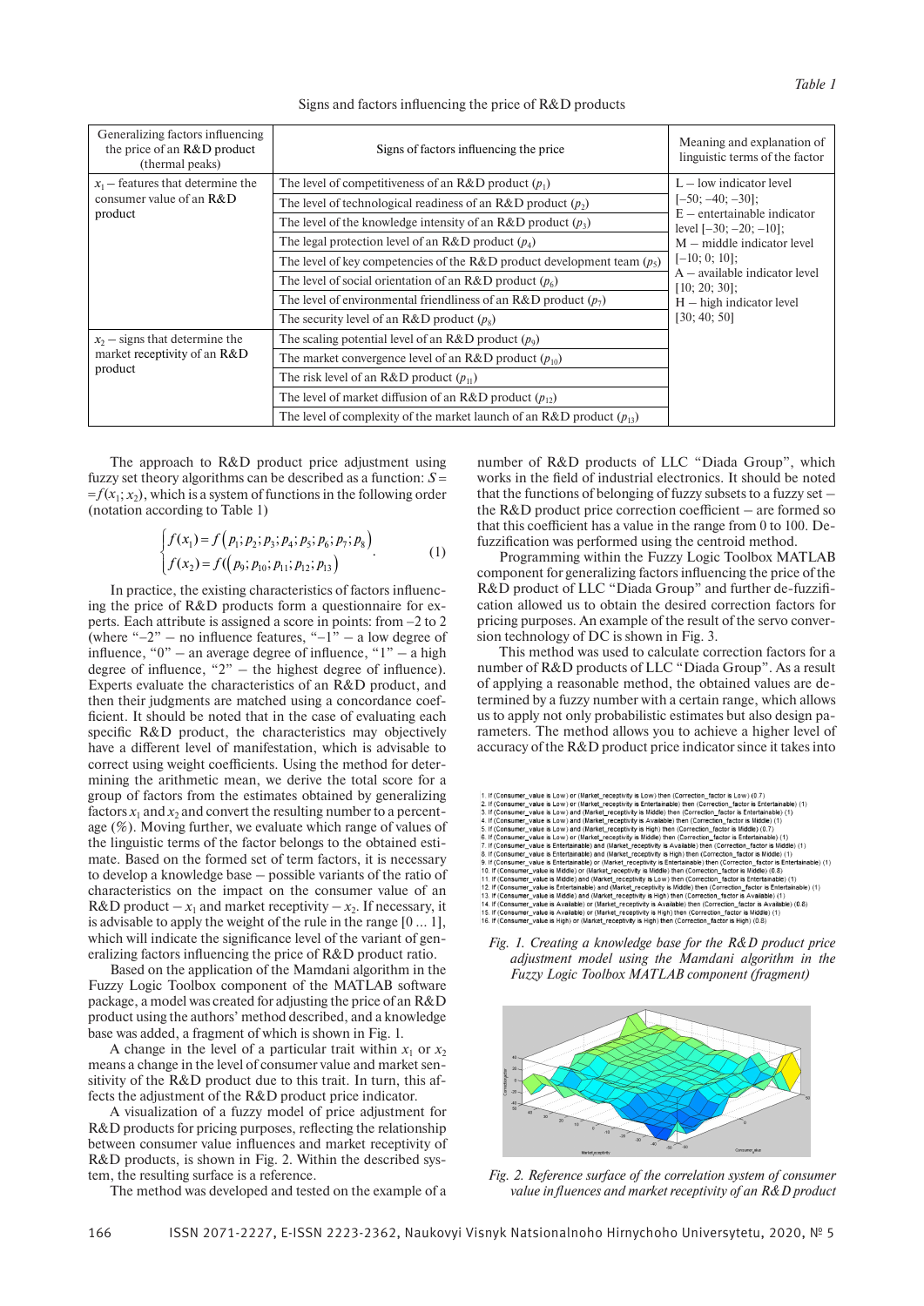*Table 1*

Signs and factors influencing the price of R&D products

| Generalizing factors influencing the price of an R&D product (thermal peaks) | Signs of factors influencing the price | Meaning and explanation of linguistic terms of the factor |
|---|---|---|
| $x_1$ – features that determine the consumer value of an R&D product | The level of competitiveness of an R&D product ($p_1$) | L – low indicator level [–50; –40; –30]; E – entertainable indicator level [–30; –20; –10]; M – middle indicator level [–10; 0; 10]; A – available indicator level [10; 20; 30]; H – high indicator level [30; 40; 50] |
| | The level of technological readiness of an R&D product ($p_2$) | |
| | The level of the knowledge intensity of an R&D product ($p_3$) | |
| | The legal protection level of an R&D product ($p_4$) | |
| | The level of key competencies of the R&D product development team ($p_5$) | |
| | The level of social orientation of an R&D product ($p_6$) | |
| | The level of environmental friendliness of an R&D product ($p_7$) | |
| | The security level of an R&D product ($p_8$) | |
| $x_2$ – signs that determine the market receptivity of an R&D product | The scaling potential level of an R&D product ($p_9$) | |
| | The market convergence level of an R&D product ($p_{10}$) | |
| | The risk level of an R&D product ($p_{11}$) | |
| | The level of market diffusion of an R&D product ($p_{12}$) | |
| | The level of complexity of the market launch of an R&D product ($p_{13}$) | |

The approach to R&D product price adjustment using fuzzy set theory algorithms can be described as a function: $S = f(x_1; x_2)$, which is a system of functions in the following order (notation according to Table 1)

$$\begin{cases} f(x_1) = f\left(p_1; p_2; p_3; p_4; p_5; p_6; p_7; p_8\right) \\ f(x_2) = f\left(\left(p_9; p_{10}; p_{11}; p_{12}; p_{13}\right)\right) \end{cases}. \quad (1)$$

In practice, the existing characteristics of factors influencing the price of R&D products form a questionnaire for experts. Each attribute is assigned a score in points: from –2 to 2 (where "–2" – no influence features, "–1" – a low degree of influence, "0" – an average degree of influence, "1" – a high degree of influence, "2" – the highest degree of influence). Experts evaluate the characteristics of an R&D product, and then their judgments are matched using a concordance coefficient. It should be noted that in the case of evaluating each specific R&D product, the characteristics may objectively have a different level of manifestation, which is advisable to correct using weight coefficients. Using the method for determining the arithmetic mean, we derive the total score for a group of factors from the estimates obtained by generalizing factors $x_1$ and $x_2$ and convert the resulting number to a percentage (%). Moving further, we evaluate which range of values of the linguistic terms of the factor belongs to the obtained estimate. Based on the formed set of term factors, it is necessary to develop a knowledge base – possible variants of the ratio of characteristics on the impact on the consumer value of an R&D product – $x_1$ and market receptivity – $x_2$. If necessary, it is advisable to apply the weight of the rule in the range [0 ... 1], which will indicate the significance level of the variant of generalizing factors influencing the price of R&D product ratio.

Based on the application of the Mamdani algorithm in the Fuzzy Logic Toolbox component of the MATLAB software package, a model was created for adjusting the price of an R&D product using the authors' method described, and a knowledge base was added, a fragment of which is shown in Fig. 1.

A change in the level of a particular trait within $x_1$ or $x_2$ means a change in the level of consumer value and market sensitivity of the R&D product due to this trait. In turn, this affects the adjustment of the R&D product price indicator.

A visualization of a fuzzy model of price adjustment for R&D products for pricing purposes, reflecting the relationship between consumer value influences and market receptivity of R&D products, is shown in Fig. 2. Within the described system, the resulting surface is a reference.

The method was developed and tested on the example of a number of R&D products of LLC "Diada Group", which works in the field of industrial electronics. It should be noted that the functions of belonging of fuzzy subsets to a fuzzy set – the R&D product price correction coefficient – are formed so that this coefficient has a value in the range from 0 to 100. Defuzzification was performed using the centroid method.

Programming within the Fuzzy Logic Toolbox MATLAB component for generalizing factors influencing the price of the R&D product of LLC "Diada Group" and further de-fuzzification allowed us to obtain the desired correction factors for pricing purposes. An example of the result of the servo conversion technology of DC is shown in Fig. 3.

This method was used to calculate correction factors for a number of R&D products of LLC "Diada Group". As a result of applying a reasonable method, the obtained values are determined by a fuzzy number with a certain range, which allows us to apply not only probabilistic estimates but also design parameters. The method allows you to achieve a higher level of accuracy of the R&D product price indicator since it takes into

1. If (Consumer_value is Low) or (Market_receptivity is Low) then (Correction_factor is Low) (0.7)
2. If (Consumer_value is Low) or (Market_receptivity is Entertainable) then (Correction_factor is Entertainable) (1)
3. If (Consumer_value is Low) and (Market_receptivity is Middle) then (Correction_factor is Entertainable) (1)
4. If (Consumer_value is Low) and (Market_receptivity is Available) then (Correction_factor is Middle) (1)
5. If (Consumer_value is Low) and (Market_receptivity is High) then (Correction_factor is Middle) (0.7)
6. If (Consumer_value is Low) or (Market_receptivity is Middle) then (Correction_factor is Entertainable) (1)
7. If (Consumer_value is Entertainable) and (Market_receptivity is Available) then (Correction_factor is Middle) (1)
8. If (Consumer_value is Entertainable) and (Market_receptivity is High) then (Correction_factor is Middle) (1)
9. If (Consumer_value is Entertainable) or (Market_receptivity is Entertainable) then (Correction_factor is Entertainable) (1)
10. If (Consumer_value is Middle) or (Market_receptivity is Middle) then (Correction_factor is Middle) (0.8)
11. If (Consumer_value is Middle) and (Market_receptivity is Low) then (Correction_factor is Entertainable) (1)
12. If (Consumer_value is Entertainable) and (Market_receptivity is Middle) then (Correction_factor is Entertainable) (1)
13. If (Consumer_value is Middle) and (Market_receptivity is High) then (Correction_factor is Available) (1)
14. If (Consumer_value is Available) or (Market_receptivity is Available) then (Correction_factor is Available) (0.8)
15. If (Consumer_value is Available) or (Market_receptivity is High) then (Correction_factor is Middle) (1)
16. If (Consumer_value is High) or (Market_receptivity is High) then (Correction_factor is High) (0.8)

*Fig. 1. Creating a knowledge base for the R&D product price adjustment model using the Mamdani algorithm in the Fuzzy Logic Toolbox MATLAB component (fragment)*

Correction_factor
40
20
0
-20
-40
Market_receptivity
50 40 20 10 0 -10 -20 -30 -40 -50
Consumer_value
-60 50

*Fig. 2. Reference surface of the correlation system of consumer value influences and market receptivity of an R&D product*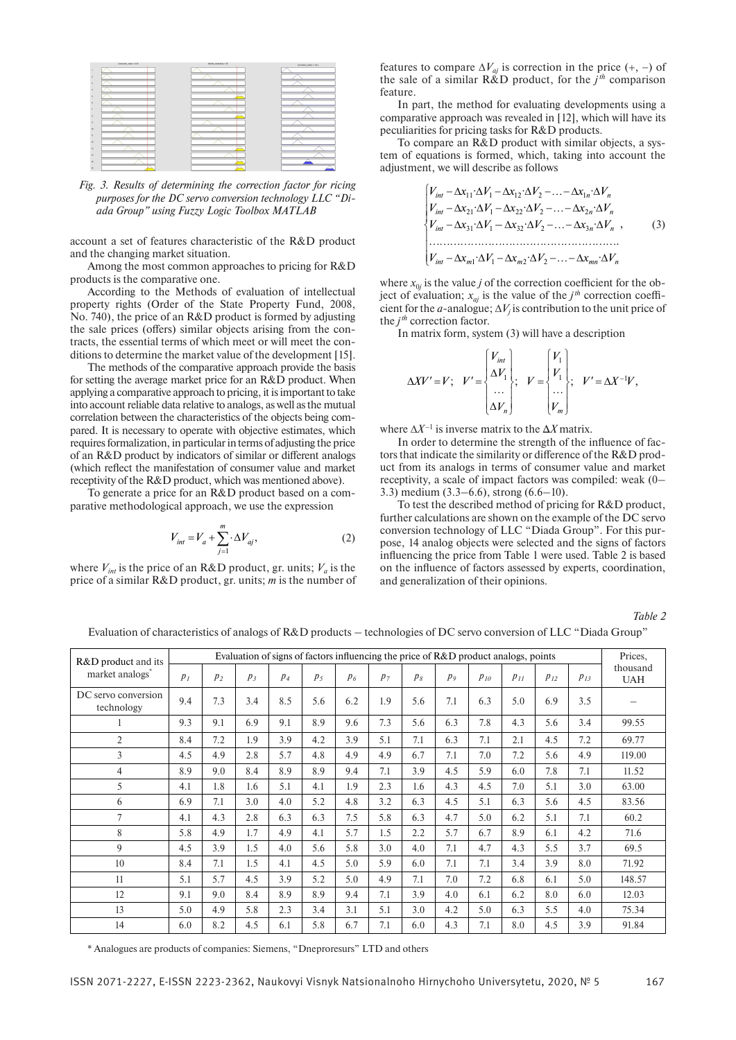Fig. 3. Results of determining the correction factor for ricing purposes for the DC servo conversion technology LLC "Diada Group" using Fuzzy Logic Toolbox MATLAB

account a set of features characteristic of the R&D product and the changing market situation.

Among the most common approaches to pricing for R&D products is the comparative one.

According to the Methods of evaluation of intellectual property rights (Order of the State Property Fund, 2008, No. 740), the price of an R&D product is formed by adjusting the sale prices (offers) similar objects arising from the contracts, the essential terms of which meet or will meet the conditions to determine the market value of the development [15].

The methods of the comparative approach provide the basis for setting the average market price for an R&D product. When applying a comparative approach to pricing, it is important to take into account reliable data relative to analogs, as well as the mutual correlation between the characteristics of the objects being compared. It is necessary to operate with objective estimates, which requires formalization, in particular in terms of adjusting the price of an R&D product by indicators of similar or different analogs (which reflect the manifestation of consumer value and market receptivity of the R&D product, which was mentioned above).

To generate a price for an R&D product based on a comparative methodological approach, we use the expression

$$V_{int} = V_a + \sum_{j=1}^{m} \cdot \Delta V_{aj}, \qquad (2)$$

where $V_{int}$ is the price of an R&D product, gr. units; $V_a$ is the price of a similar R&D product, gr. units; $m$ is the number of features to compare $\Delta V_{aj}$ is correction in the price (+, –) of the sale of a similar R&D product, for the $j^{th}$ comparison feature.

In part, the method for evaluating developments using a comparative approach was revealed in [12], which will have its peculiarities for pricing tasks for R&D products.

To compare an R&D product with similar objects, a system of equations is formed, which, taking into account the adjustment, we will describe as follows

$$\begin{cases} V_{int} - \Delta x_{11} \cdot \Delta V_1 - \Delta x_{12} \cdot \Delta V_2 - \ldots - \Delta x_{1n} \cdot \Delta V_n \\ V_{int} - \Delta x_{21} \cdot \Delta V_1 - \Delta x_{22} \cdot \Delta V_2 - \ldots - \Delta x_{2n} \cdot \Delta V_n \\ V_{int} - \Delta x_{31} \cdot \Delta V_1 - \Delta x_{32} \cdot \Delta V_2 - \ldots - \Delta x_{3n} \cdot \Delta V_n \\ \ldots \\ V_{int} - \Delta x_{m1} \cdot \Delta V_1 - \Delta x_{m2} \cdot \Delta V_2 - \ldots - \Delta x_{mn} \cdot \Delta V_n \end{cases}, \qquad (3)$$

where $x_{0j}$ is the value $j$ of the correction coefficient for the object of evaluation; $x_{aj}$ is the value of the $j^{th}$ correction coefficient for the $a$-analogue; $\Delta V_j$ is contribution to the unit price of the $j^{th}$ correction factor.

In matrix form, system (3) will have a description

$$\Delta X V' = V; \quad V' = \begin{Bmatrix} V_{int} \\ \Delta V_1 \\ \ldots \\ \Delta V_n \end{Bmatrix}; \quad V = \begin{Bmatrix} V_1 \\ V_1 \\ \ldots \\ V_m \end{Bmatrix}; \quad V' = \Delta X^{-1} V,$$

where $\Delta X^{-1}$ is inverse matrix to the $\Delta X$ matrix.

In order to determine the strength of the influence of factors that indicate the similarity or difference of the R&D product from its analogs in terms of consumer value and market receptivity, a scale of impact factors was compiled: weak (0–3.3) medium (3.3–6.6), strong (6.6–10).

To test the described method of pricing for R&D product, further calculations are shown on the example of the DC servo conversion technology of LLC "Diada Group". For this purpose, 14 analog objects were selected and the signs of factors influencing the price from Table 1 were used. Table 2 is based on the influence of factors assessed by experts, coordination, and generalization of their opinions.

*Table 2*

Evaluation of characteristics of analogs of R&D products – technologies of DC servo conversion of LLC "Diada Group"

| R&D product and its market analogs* | Evaluation of signs of factors influencing the price of R&D product analogs, points | | | | | | | | | | | | | Prices, thousand UAH |
|---|---|---|---|---|---|---|---|---|---|---|---|---|---|---|
| | $p_1$ | $p_2$ | $p_3$ | $p_4$ | $p_5$ | $p_6$ | $p_7$ | $p_8$ | $p_9$ | $p_{10}$ | $p_{11}$ | $p_{12}$ | $p_{13}$ | |
| DC servo conversion technology | 9.4 | 7.3 | 3.4 | 8.5 | 5.6 | 6.2 | 1.9 | 5.6 | 7.1 | 6.3 | 5.0 | 6.9 | 3.5 | – |
| 1 | 9.3 | 9.1 | 6.9 | 9.1 | 8.9 | 9.6 | 7.3 | 5.6 | 6.3 | 7.8 | 4.3 | 5.6 | 3.4 | 99.55 |
| 2 | 8.4 | 7.2 | 1.9 | 3.9 | 4.2 | 3.9 | 5.1 | 7.1 | 6.3 | 7.1 | 2.1 | 4.5 | 7.2 | 69.77 |
| 3 | 4.5 | 4.9 | 2.8 | 5.7 | 4.8 | 4.9 | 4.9 | 6.7 | 7.1 | 7.0 | 7.2 | 5.6 | 4.9 | 119.00 |
| 4 | 8.9 | 9.0 | 8.4 | 8.9 | 8.9 | 9.4 | 7.1 | 3.9 | 4.5 | 5.9 | 6.0 | 7.8 | 7.1 | 11.52 |
| 5 | 4.1 | 1.8 | 1.6 | 5.1 | 4.1 | 1.9 | 2.3 | 1.6 | 4.3 | 4.5 | 7.0 | 5.1 | 3.0 | 63.00 |
| 6 | 6.9 | 7.1 | 3.0 | 4.0 | 5.2 | 4.8 | 3.2 | 6.3 | 4.5 | 5.1 | 6.3 | 5.6 | 4.5 | 83.56 |
| 7 | 4.1 | 4.3 | 2.8 | 6.3 | 6.3 | 7.5 | 5.8 | 6.3 | 4.7 | 5.0 | 6.2 | 5.1 | 7.1 | 60.2 |
| 8 | 5.8 | 4.9 | 1.7 | 4.9 | 4.1 | 5.7 | 1.5 | 2.2 | 5.7 | 6.7 | 8.9 | 6.1 | 4.2 | 71.6 |
| 9 | 4.5 | 3.9 | 1.5 | 4.0 | 5.6 | 5.8 | 3.0 | 4.0 | 7.1 | 4.7 | 4.3 | 5.5 | 3.7 | 69.5 |
| 10 | 8.4 | 7.1 | 1.5 | 4.1 | 4.5 | 5.0 | 5.9 | 6.0 | 7.1 | 7.1 | 3.4 | 3.9 | 8.0 | 71.92 |
| 11 | 5.1 | 5.7 | 4.5 | 3.9 | 5.2 | 5.0 | 4.9 | 7.1 | 7.0 | 7.2 | 6.8 | 6.1 | 5.0 | 148.57 |
| 12 | 9.1 | 9.0 | 8.4 | 8.9 | 8.9 | 9.4 | 7.1 | 3.9 | 4.0 | 6.1 | 6.2 | 8.0 | 6.0 | 12.03 |
| 13 | 5.0 | 4.9 | 5.8 | 2.3 | 3.4 | 3.1 | 5.1 | 3.0 | 4.2 | 5.0 | 6.3 | 5.5 | 4.0 | 75.34 |
| 14 | 6.0 | 8.2 | 4.5 | 6.1 | 5.8 | 6.7 | 7.1 | 6.0 | 4.3 | 7.1 | 8.0 | 4.5 | 3.9 | 91.84 |

\* Analogues are products of companies: Siemens, "Dneproresurs" LTD and others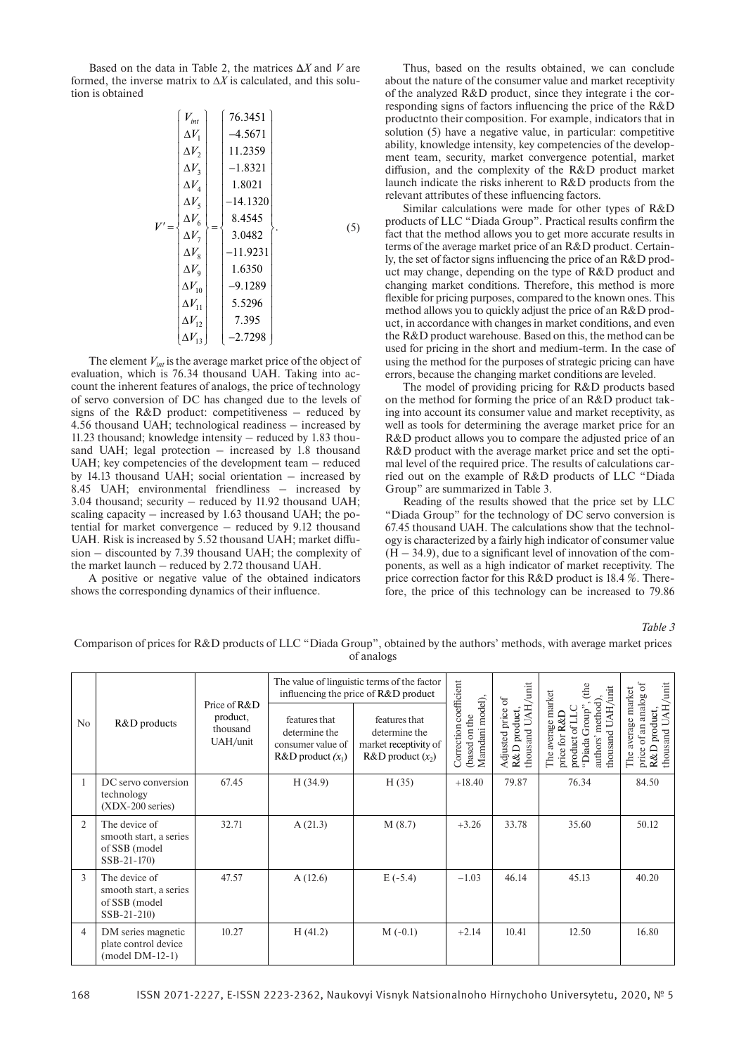Based on the data in Table 2, the matrices $\Delta X$ and $V$ are formed, the inverse matrix to $\Delta X$ is calculated, and this solution is obtained

$$V' = \begin{Bmatrix} V_{int} \\ \Delta V_1 \\ \Delta V_2 \\ \Delta V_3 \\ \Delta V_4 \\ \Delta V_5 \\ \Delta V_6 \\ \Delta V_7 \\ \Delta V_8 \\ \Delta V_9 \\ \Delta V_{10} \\ \Delta V_{11} \\ \Delta V_{12} \\ \Delta V_{13} \end{Bmatrix} = \begin{Bmatrix} 76.3451 \\ -4.5671 \\ 11.2359 \\ -1.8321 \\ 1.8021 \\ -14.1320 \\ 8.4545 \\ 3.0482 \\ -11.9231 \\ 1.6350 \\ -9.1289 \\ 5.5296 \\ 7.395 \\ -2.7298 \end{Bmatrix}. \quad (5)$$

The element $V_{int}$ is the average market price of the object of evaluation, which is 76.34 thousand UAH. Taking into account the inherent features of analogs, the price of technology of servo conversion of DC has changed due to the levels of signs of the R&D product: competitiveness – reduced by 4.56 thousand UAH; technological readiness – increased by 11.23 thousand; knowledge intensity – reduced by 1.83 thousand UAH; legal protection – increased by 1.8 thousand UAH; key competencies of the development team – reduced by 14.13 thousand UAH; social orientation – increased by 8.45 UAH; environmental friendliness – increased by 3.04 thousand; security – reduced by 11.92 thousand UAH; scaling capacity – increased by 1.63 thousand UAH; the potential for market convergence – reduced by 9.12 thousand UAH. Risk is increased by 5.52 thousand UAH; market diffusion – discounted by 7.39 thousand UAH; the complexity of the market launch – reduced by 2.72 thousand UAH.

A positive or negative value of the obtained indicators shows the corresponding dynamics of their influence.

Thus, based on the results obtained, we can conclude about the nature of the consumer value and market receptivity of the analyzed R&D product, since they integrate i the corresponding signs of factors influencing the price of the R&D productnto their composition. For example, indicators that in solution (5) have a negative value, in particular: competitive ability, knowledge intensity, key competencies of the development team, security, market convergence potential, market diffusion, and the complexity of the R&D product market launch indicate the risks inherent to R&D products from the relevant attributes of these influencing factors.

Similar calculations were made for other types of R&D products of LLC "Diada Group". Practical results confirm the fact that the method allows you to get more accurate results in terms of the average market price of an R&D product. Certainly, the set of factor signs influencing the price of an R&D product may change, depending on the type of R&D product and changing market conditions. Therefore, this method is more flexible for pricing purposes, compared to the known ones. This method allows you to quickly adjust the price of an R&D product, in accordance with changes in market conditions, and even the R&D product warehouse. Based on this, the method can be used for pricing in the short and medium-term. In the case of using the method for the purposes of strategic pricing can have errors, because the changing market conditions are leveled.

The model of providing pricing for R&D products based on the method for forming the price of an R&D product taking into account its consumer value and market receptivity, as well as tools for determining the average market price for an R&D product allows you to compare the adjusted price of an R&D product with the average market price and set the optimal level of the required price. The results of calculations carried out on the example of R&D products of LLC "Diada Group" are summarized in Table 3.

Reading of the results showed that the price set by LLC "Diada Group" for the technology of DC servo conversion is 67.45 thousand UAH. The calculations show that the technology is characterized by a fairly high indicator of consumer value (H – 34.9), due to a significant level of innovation of the components, as well as a high indicator of market receptivity. The price correction factor for this R&D product is 18.4 %. Therefore, the price of this technology can be increased to 79.86

*Table 3*

Comparison of prices for R&D products of LLC "Diada Group", obtained by the authors' methods, with average market prices of analogs

| No | R&D products | Price of R&D product, thousand UAH/unit | The value of linguistic terms of the factor influencing the price of R&D product | | Correction coefficient (based on the Mamdani model), | Adjusted price of R&D product, thousand UAH/unit | The average market price for R&D product of LLC "Diada Group", (the authors' method), thousand UAH/unit | The average market price of an analog of R&D product, thousand UAH/unit |
|---|---|---|---|---|---|---|---|---|
| | | | features that determine the consumer value of R&D product ($x_1$) | features that determine the market receptivity of R&D product ($x_2$) | | | | |
| 1 | DC servo conversion technology (XDX-200 series) | 67.45 | H (34.9) | H (35) | +18.40 | 79.87 | 76.34 | 84.50 |
| 2 | The device of smooth start, a series of SSB (model SSB-21-170) | 32.71 | A (21.3) | M (8.7) | +3.26 | 33.78 | 35.60 | 50.12 |
| 3 | The device of smooth start, a series of SSB (model SSB-21-210) | 47.57 | A (12.6) | E (-5.4) | –1.03 | 46.14 | 45.13 | 40.20 |
| 4 | DM series magnetic plate control device (model DM-12-1) | 10.27 | H (41.2) | M (-0.1) | +2.14 | 10.41 | 12.50 | 16.80 |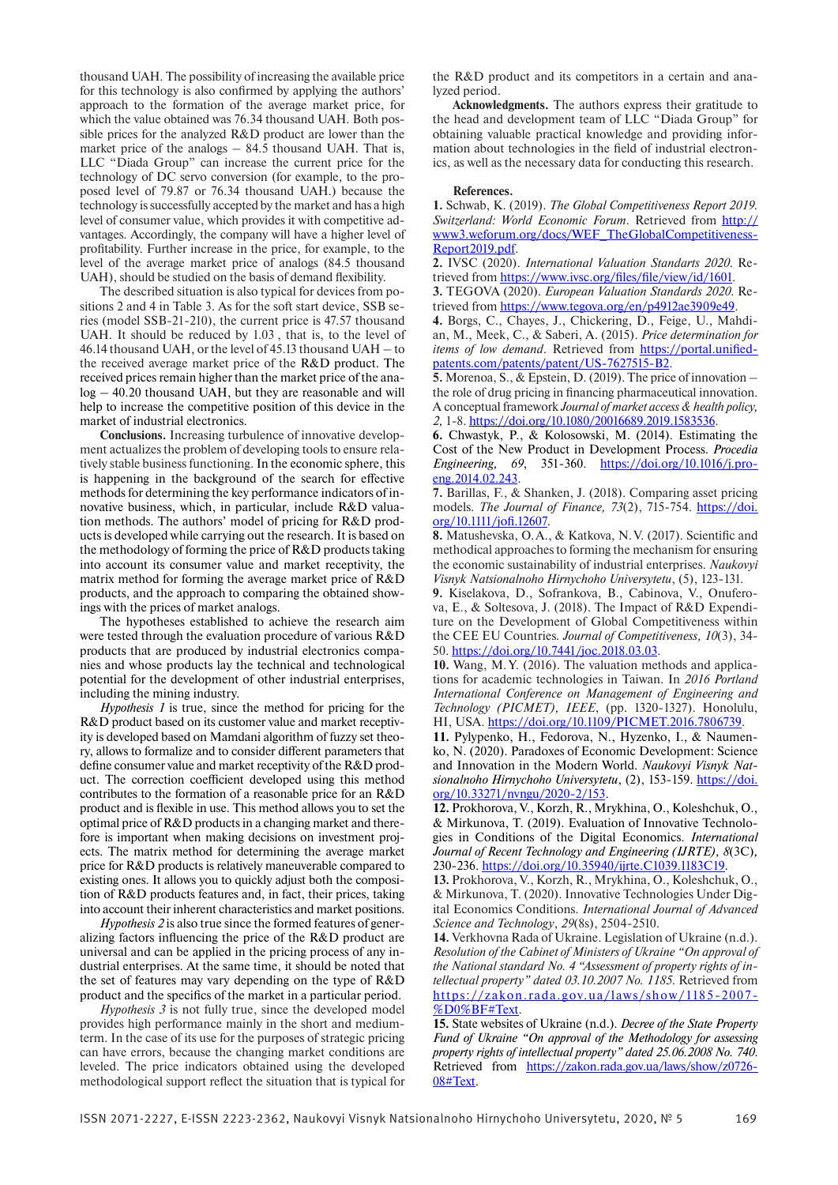thousand UAH. The possibility of increasing the available price for this technology is also confirmed by applying the authors' approach to the formation of the average market price, for which the value obtained was 76.34 thousand UAH. Both possible prices for the analyzed R&D product are lower than the market price of the analogs – 84.5 thousand UAH. That is, LLC "Diada Group" can increase the current price for the technology of DC servo conversion (for example, to the proposed level of 79.87 or 76.34 thousand UAH.) because the technology is successfully accepted by the market and has a high level of consumer value, which provides it with competitive advantages. Accordingly, the company will have a higher level of profitability. Further increase in the price, for example, to the level of the average market price of analogs (84.5 thousand UAH), should be studied on the basis of demand flexibility.

The described situation is also typical for devices from positions 2 and 4 in Table 3. As for the soft start device, SSB series (model SSB-21-210), the current price is 47.57 thousand UAH. It should be reduced by 1.03, that is, to the level of 46.14 thousand UAH, or the level of 45.13 thousand UAH – to the received average market price of the R&D product. The received prices remain higher than the market price of the analog – 40.20 thousand UAH, but they are reasonable and will help to increase the competitive position of this device in the market of industrial electronics.

**Conclusions.** Increasing turbulence of innovative development actualizes the problem of developing tools to ensure relatively stable business functioning. In the economic sphere, this is happening in the background of the search for effective methods for determining the key performance indicators of innovative business, which, in particular, include R&D valuation methods. The authors' model of pricing for R&D products is developed while carrying out the research. It is based on the methodology of forming the price of R&D products taking into account its consumer value and market receptivity, the matrix method for forming the average market price of R&D products, and the approach to comparing the obtained showings with the prices of market analogs.

The hypotheses established to achieve the research aim were tested through the evaluation procedure of various R&D products that are produced by industrial electronics companies and whose products lay the technical and technological potential for the development of other industrial enterprises, including the mining industry.

*Hypothesis 1* is true, since the method for pricing for the R&D product based on its customer value and market receptivity is developed based on Mamdani algorithm of fuzzy set theory, allows to formalize and to consider different parameters that define consumer value and market receptivity of the R&D product. The correction coefficient developed using this method contributes to the formation of a reasonable price for an R&D product and is flexible in use. This method allows you to set the optimal price of R&D products in a changing market and therefore is important when making decisions on investment projects. The matrix method for determining the average market price for R&D products is relatively maneuverable compared to existing ones. It allows you to quickly adjust both the composition of R&D products features and, in fact, their prices, taking into account their inherent characteristics and market positions.

*Hypothesis 2* is also true since the formed features of generalizing factors influencing the price of the R&D product are universal and can be applied in the pricing process of any industrial enterprises. At the same time, it should be noted that the set of features may vary depending on the type of R&D product and the specifics of the market in a particular period.

*Hypothesis 3* is not fully true, since the developed model provides high performance mainly in the short and medium-term. In the case of its use for the purposes of strategic pricing can have errors, because the changing market conditions are leveled. The price indicators obtained using the developed methodological support reflect the situation that is typical for the R&D product and its competitors in a certain and analyzed period.

**Acknowledgments.** The authors express their gratitude to the head and development team of LLC "Diada Group" for obtaining valuable practical knowledge and providing information about technologies in the field of industrial electronics, as well as the necessary data for conducting this research.

**References.**

**1.** Schwab, K. (2019). *The Global Competitiveness Report 2019. Switzerland: World Economic Forum*. Retrieved from http://www3.weforum.org/docs/WEF_TheGlobalCompetitivenessReport2019.pdf.

**2.** IVSC (2020). *International Valuation Standarts 2020*. Retrieved from https://www.ivsc.org/files/file/view/id/1601.

**3.** TEGOVA (2020). *European Valuation Standards 2020*. Retrieved from https://www.tegova.org/en/p4912ae3909e49.

**4.** Borgs, C., Chayes, J., Chickering, D., Feige, U., Mahdian, M., Meek, C., & Saberi, A. (2015). *Price determination for items of low demand*. Retrieved from https://portal.unified-patents.com/patents/patent/US-7627515-B2.

**5.** Morenoa, S., & Epstein, D. (2019). The price of innovation – the role of drug pricing in financing pharmaceutical innovation. A conceptual framework *Journal of market access & health policy, 2,* 1-8. https://doi.org/10.1080/20016689.2019.1583536.

**6.** Chwastyk, P., & Kolosowski, M. (2014). Estimating the Cost of the New Product in Development Process. *Procedia Engineering, 69*, 351-360. https://doi.org/10.1016/j.proeng.2014.02.243.

**7.** Barillas, F., & Shanken, J. (2018). Comparing asset pricing models. *The Journal of Finance, 73*(2), 715-754. https://doi.org/10.1111/jofi.12607.

**8.** Matushevska, O.A., & Katkova, N.V. (2017). Scientific and methodical approaches to forming the mechanism for ensuring the economic sustainability of industrial enterprises. *Naukovyi Visnyk Natsionalnoho Hirnychoho Universytetu*, (5), 123-131.

**9.** Kiselakova, D., Sofrankova, B., Cabinova, V., Onuferova, E., & Soltesova, J. (2018). The Impact of R&D Expenditure on the Development of Global Competitiveness within the CEE EU Countries. *Journal of Competitiveness, 10*(3), 34-50. https://doi.org/10.7441/joc.2018.03.03.

**10.** Wang, M.Y. (2016). The valuation methods and applications for academic technologies in Taiwan. In *2016 Portland International Conference on Management of Engineering and Technology (PICMET), IEEE*, (pp. 1320-1327). Honolulu, HI, USA. https://doi.org/10.1109/PICMET.2016.7806739.

**11.** Pylypenko, H., Fedorova, N., Hyzenko, I., & Naumenko, N. (2020). Paradoxes of Economic Development: Science and Innovation in the Modern World. *Naukovyi Visnyk Natsionalnoho Hirnychoho Universytetu*, (2), 153-159. https://doi.org/10.33271/nvngu/2020-2/153.

**12.** Prokhorova, V., Korzh, R., Mrykhina, O., Koleshchuk, O., & Mirkunova, T. (2019). Evaluation of Innovative Technologies in Conditions of the Digital Economics. *International Journal of Recent Technology and Engineering (IJRTE), 8*(3C), 230-236. https://doi.org/10.35940/ijrte.C1039.1183C19.

**13.** Prokhorova, V., Korzh, R., Mrykhina, O., Koleshchuk, O., & Mirkunova, T. (2020). Innovative Technologies Under Digital Economics Conditions. *International Journal of Advanced Science and Technology*, *29*(8s), 2504-2510.

**14.** Verkhovna Rada of Ukraine. Legislation of Ukraine (n.d.). *Resolution of the Cabinet of Ministers of Ukraine "On approval of the National standard No. 4 "Assessment of property rights of intellectual property" dated 03.10.2007 No. 1185*. Retrieved from https://zakon.rada.gov.ua/laws/show/1185-2007-%D0%BF#Text.

**15.** State websites of Ukraine (n.d.). *Decree of the State Property Fund of Ukraine "On approval of the Methodology for assessing property rights of intellectual property" dated 25.06.2008 No. 740*. Retrieved from https://zakon.rada.gov.ua/laws/show/z0726-08#Text.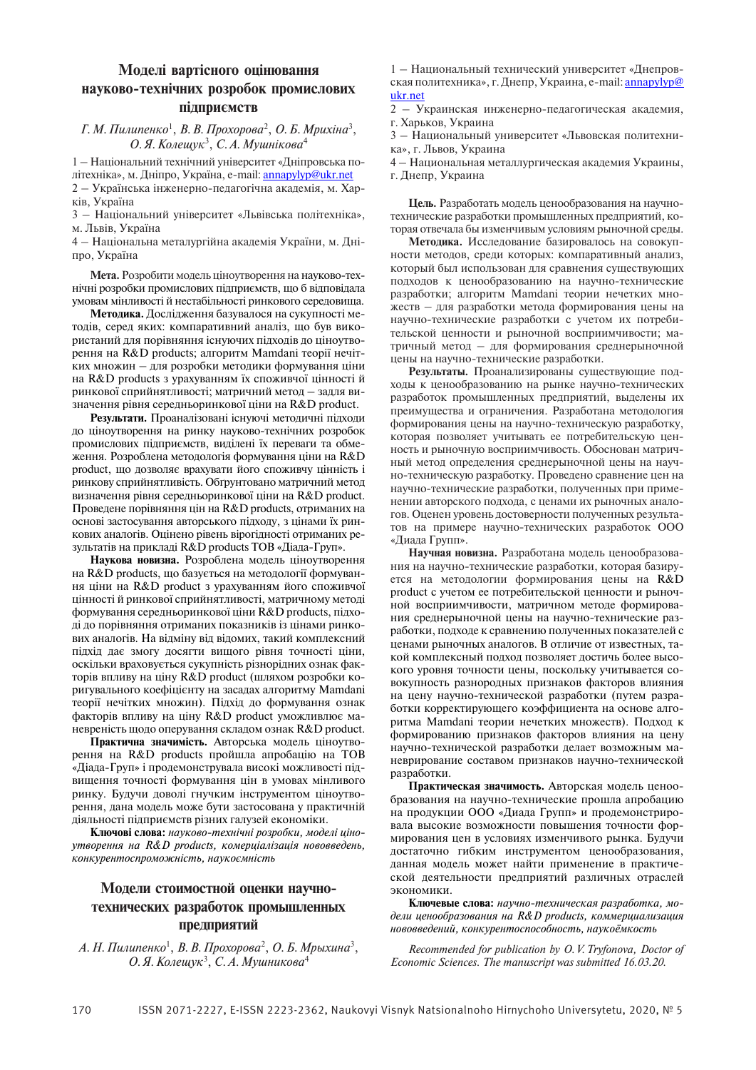## Моделі вартісного оцінювання науково-технічних розробок промислових підприємств

*Г. М. Пилипенко*[1], *В. В. Прохорова*[2], *О. Б. Мрихіна*[3], *О. Я. Колещук*[3], *С. А. Мушнікова*[4]

1 – Національний технічний університет «Дніпровська політехніка», м. Дніпро, Україна, e-mail: annapylyp@ukr.net

2 – Українська інженерно-педагогічна академія, м. Харків, Україна

3 – Національний університет «Львівська політехніка», м. Львів, Україна

4 – Національна металургійна академія України, м. Дніпро, Україна

**Мета.** Розробити модель ціноутворення на науково-технічні розробки промислових підприємств, що б відповідала умовам мінливості й нестабільності ринкового середовища.

**Методика.** Дослідження базувалося на сукупності методів, серед яких: компаративний аналіз, що був використаний для порівняння існуючих підходів до ціноутворення на R&D products; алгоритм Mamdani теорії нечітких множин – для розробки методики формування ціни на R&D products з урахуванням їх споживчої цінності й ринкової сприйнятливості; матричний метод – задля визначення рівня середньоринкової ціни на R&D product.

**Результати.** Проаналізовані існуючі методичні підходи до ціноутворення на ринку науково-технічних розробок промислових підприємств, виділені їх переваги та обмеження. Розроблена методологія формування ціни на R&D product, що дозволяє врахувати його споживчу цінність і ринкову сприйнятливість. Обґрунтовано матричний метод визначення рівня середньоринкової ціни на R&D product. Проведене порівняння цін на R&D products, отриманих на основі застосування авторського підходу, з цінами їх ринкових аналогів. Оцінено рівень вірогідності отриманих результатів на прикладі R&D products ТОВ «Діада-Груп».

**Наукова новизна.** Розроблена модель ціноутворення на R&D products, що базується на методології формування ціни на R&D product з урахуванням його споживчої цінності й ринкової сприйнятливості, матричному методі формування середньоринкової ціни R&D products, підході до порівняння отриманих показників із цінами ринкових аналогів. На відміну від відомих, такий комплексний підхід дає змогу досягти вищого рівня точності ціни, оскільки враховується сукупність різнорідних ознак факторів впливу на ціну R&D product (шляхом розробки коригувального коефіцієнту на засадах алгоритму Mamdani теорії нечітких множин). Підхід до формування ознак факторів впливу на ціну R&D product уможливлює маневреність щодо оперування складом ознак R&D product.

**Практична значимість.** Авторська модель ціноутворення на R&D products пройшла апробацію на ТОВ «Діада-Груп» і продемонструвала високі можливості підвищення точності формування цін в умовах мінливого ринку. Будучи доволі гнучким інструментом ціноутворення, дана модель може бути застосована у практичній діяльності підприємств різних галузей економіки.

**Ключові слова:** *науково-технічні розробки, моделі ціноутворення на R&D products, комерціалізація нововведень, конкурентоспроможність, наукоємність*

## Модели стоимостной оценки научно-технических разработок промышленных предприятий

*А. Н. Пилипенко*[1], *В. В. Прохорова*[2], *О. Б. Мрыхина*[3], *О. Я. Колещук*[3], *С. А. Мушникова*[4]

1 – Национальный технический университет «Днепровская политехника», г. Днепр, Украина, e-mail: annapylyp@ukr.net

2 – Украинская инженерно-педагогическая академия, г. Харьков, Украина

3 – Национальный университет «Львовская политехника», г. Львов, Украина

4 – Национальная металлургическая академия Украины, г. Днепр, Украина

**Цель.** Разработать модель ценообразования на научно-технические разработки промышленных предприятий, которая отвечала бы изменчивым условиям рыночной среды.

**Методика.** Исследование базировалось на совокупности методов, среди которых: компаративный анализ, который был использован для сравнения существующих подходов к ценообразованию на научно-технические разработки; алгоритм Mamdani теории нечетких множеств – для разработки метода формирования цены на научно-технические разработки с учетом их потребительской ценности и рыночной восприимчивости; матричный метод – для формирования среднерыночной цены на научно-технические разработки.

**Результаты.** Проанализированы существующие подходы к ценообразованию на рынке научно-технических разработок промышленных предприятий, выделены их преимущества и ограничения. Разработана методология формирования цены на научно-техническую разработку, которая позволяет учитывать ее потребительскую ценность и рыночную восприимчивость. Обоснован матричный метод определения среднерыночной цены на научно-техническую разработку. Проведено сравнение цен на научно-технические разработки, полученных при применении авторского подхода, с ценами их рыночных аналогов. Оценен уровень достоверности полученных результатов на примере научно-технических разработок ООО «Диада Групп».

**Научная новизна.** Разработана модель ценообразования на научно-технические разработки, которая базируется на методологии формирования цены на R&D product с учетом ее потребительской ценности и рыночной восприимчивости, матричном методе формирования среднерыночной цены на научно-технические разработки, подходе к сравнению полученных показателей с ценами рыночных аналогов. В отличие от известных, такой комплексный подход позволяет достичь более высокого уровня точности цены, поскольку учитывается совокупность разнородных признаков факторов влияния на цену научно-технической разработки (путем разработки корректирующего коэффициента на основе алгоритма Mamdani теории нечетких множеств). Подход к формированию признаков факторов влияния на цену научно-технической разработки делает возможным маневрирование составом признаков научно-технической разработки.

**Практическая значимость.** Авторская модель ценообразования на научно-технические прошла апробацию на продукции ООО «Диада Групп» и продемонстрировала высокие возможности повышения точности формирования цен в условиях изменчивого рынка. Будучи достаточно гибким инструментом ценообразования, данная модель может найти применение в практической деятельности предприятий различных отраслей экономики.

**Ключевые слова:** *научно-техническая разработка, модели ценообразования на R&D products, коммерциализация нововведений, конкурентоспособность, наукоёмкость*

*Recommended for publication by O. V. Tryfonova, Doctor of Economic Sciences. The manuscript was submitted 16.03.20.*